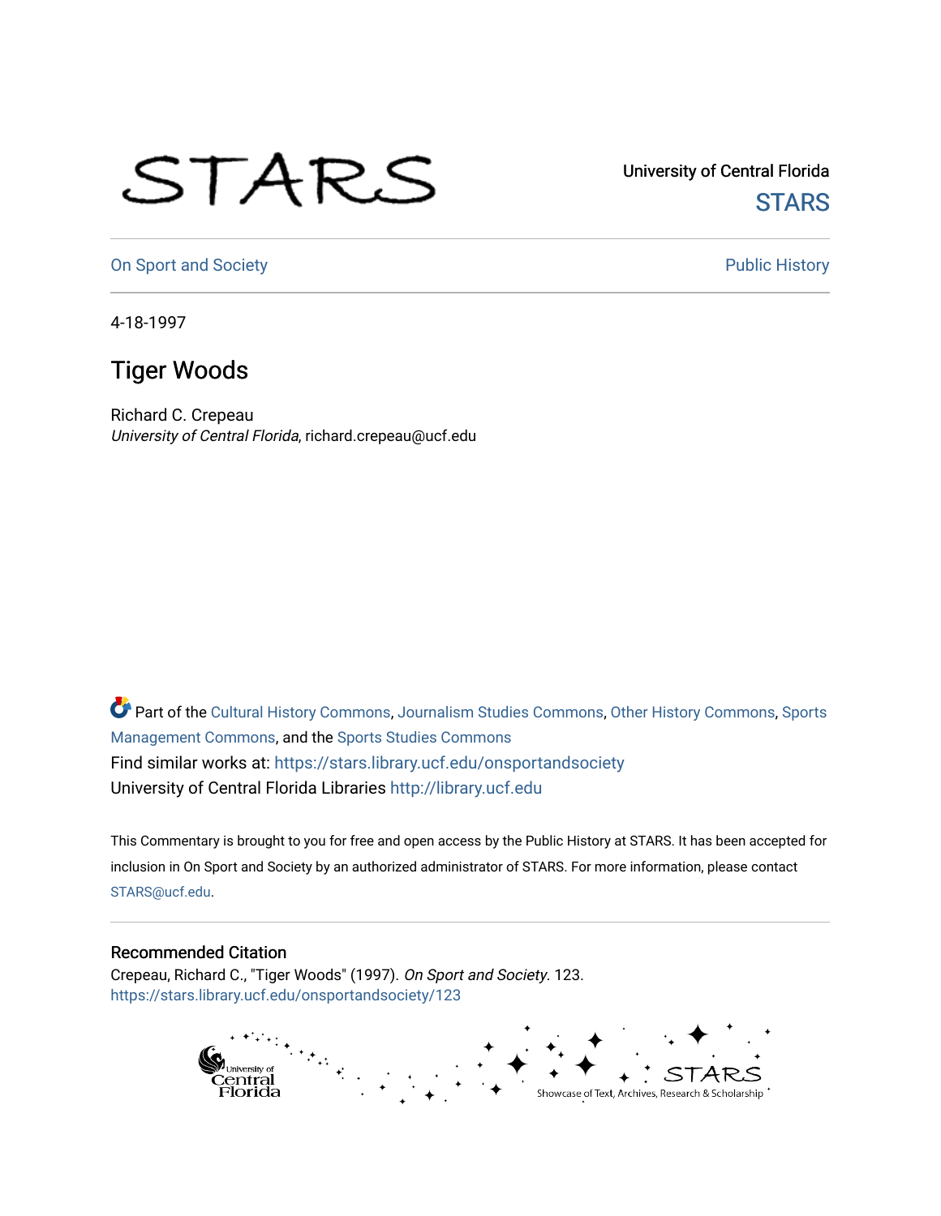University of Central Florida

STARS

On Sport and Society

Public History

4-18-1997

# Tiger Woods

Richard C. Crepeau
*University of Central Florida*, richard.crepeau@ucf.edu

Part of the Cultural History Commons, Journalism Studies Commons, Other History Commons, Sports Management Commons, and the Sports Studies Commons
Find similar works at: https://stars.library.ucf.edu/onsportandsociety
University of Central Florida Libraries http://library.ucf.edu

This Commentary is brought to you for free and open access by the Public History at STARS. It has been accepted for inclusion in On Sport and Society by an authorized administrator of STARS. For more information, please contact STARS@ucf.edu.

## Recommended Citation

Crepeau, Richard C., "Tiger Woods" (1997). *On Sport and Society*. 123.
https://stars.library.ucf.edu/onsportandsociety/123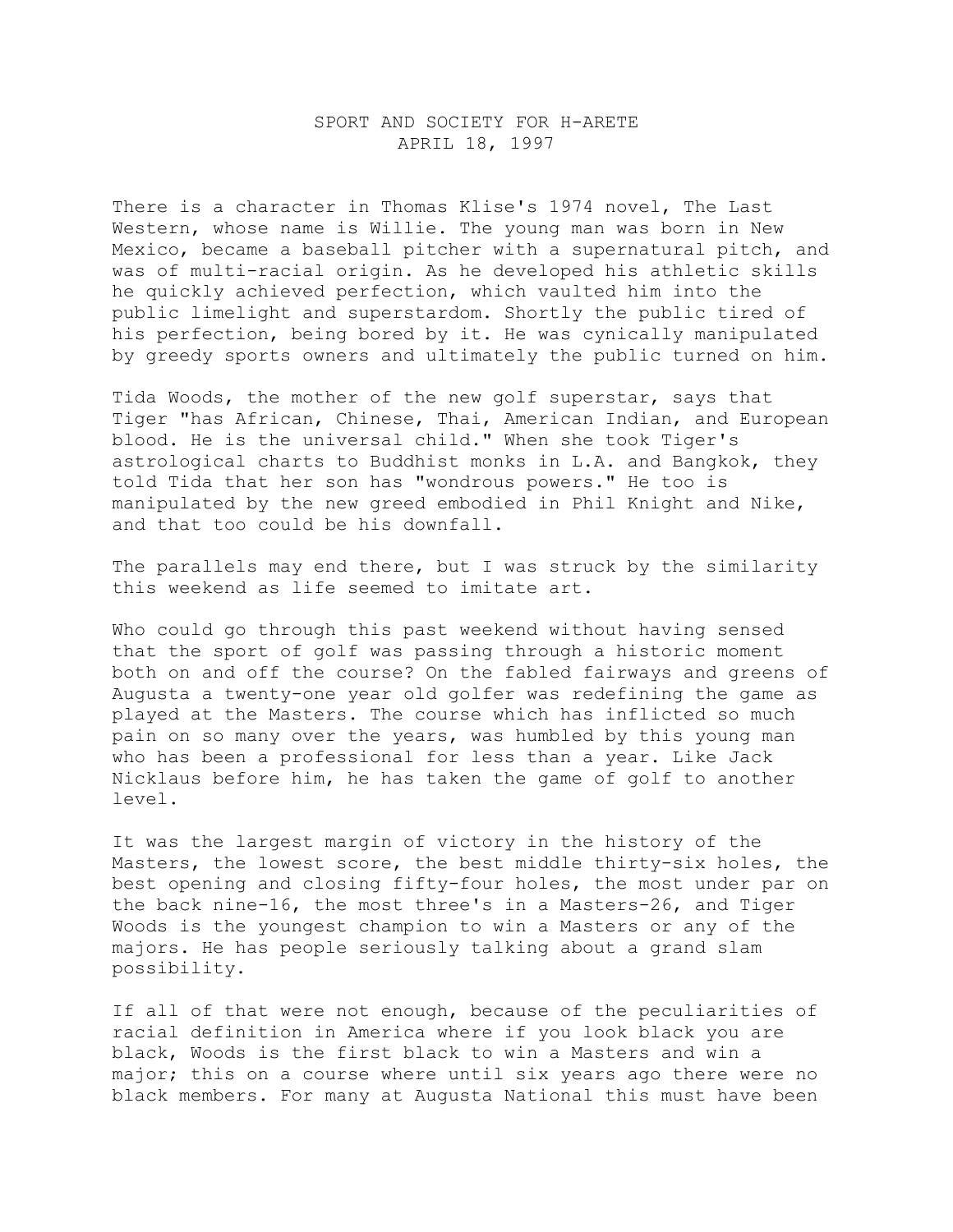SPORT AND SOCIETY FOR H-ARETE
APRIL 18, 1997

There is a character in Thomas Klise's 1974 novel, The Last Western, whose name is Willie. The young man was born in New Mexico, became a baseball pitcher with a supernatural pitch, and was of multi-racial origin. As he developed his athletic skills he quickly achieved perfection, which vaulted him into the public limelight and superstardom. Shortly the public tired of his perfection, being bored by it. He was cynically manipulated by greedy sports owners and ultimately the public turned on him.

Tida Woods, the mother of the new golf superstar, says that Tiger "has African, Chinese, Thai, American Indian, and European blood. He is the universal child." When she took Tiger's astrological charts to Buddhist monks in L.A. and Bangkok, they told Tida that her son has "wondrous powers." He too is manipulated by the new greed embodied in Phil Knight and Nike, and that too could be his downfall.

The parallels may end there, but I was struck by the similarity this weekend as life seemed to imitate art.

Who could go through this past weekend without having sensed that the sport of golf was passing through a historic moment both on and off the course? On the fabled fairways and greens of Augusta a twenty-one year old golfer was redefining the game as played at the Masters. The course which has inflicted so much pain on so many over the years, was humbled by this young man who has been a professional for less than a year. Like Jack Nicklaus before him, he has taken the game of golf to another level.

It was the largest margin of victory in the history of the Masters, the lowest score, the best middle thirty-six holes, the best opening and closing fifty-four holes, the most under par on the back nine-16, the most three's in a Masters-26, and Tiger Woods is the youngest champion to win a Masters or any of the majors. He has people seriously talking about a grand slam possibility.

If all of that were not enough, because of the peculiarities of racial definition in America where if you look black you are black, Woods is the first black to win a Masters and win a major; this on a course where until six years ago there were no black members. For many at Augusta National this must have been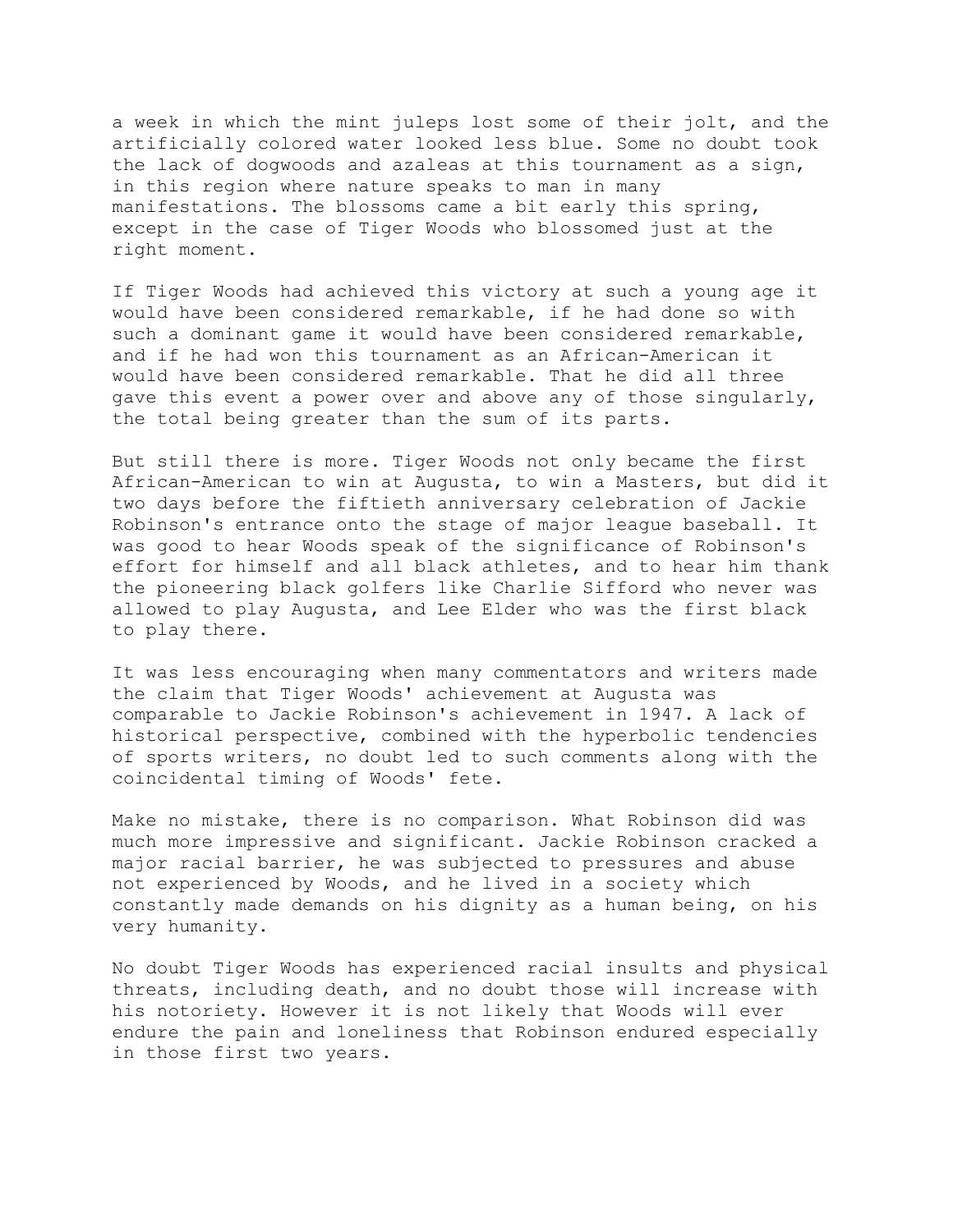a week in which the mint juleps lost some of their jolt, and the artificially colored water looked less blue. Some no doubt took the lack of dogwoods and azaleas at this tournament as a sign, in this region where nature speaks to man in many manifestations. The blossoms came a bit early this spring, except in the case of Tiger Woods who blossomed just at the right moment.

If Tiger Woods had achieved this victory at such a young age it would have been considered remarkable, if he had done so with such a dominant game it would have been considered remarkable, and if he had won this tournament as an African-American it would have been considered remarkable. That he did all three gave this event a power over and above any of those singularly, the total being greater than the sum of its parts.

But still there is more. Tiger Woods not only became the first African-American to win at Augusta, to win a Masters, but did it two days before the fiftieth anniversary celebration of Jackie Robinson's entrance onto the stage of major league baseball. It was good to hear Woods speak of the significance of Robinson's effort for himself and all black athletes, and to hear him thank the pioneering black golfers like Charlie Sifford who never was allowed to play Augusta, and Lee Elder who was the first black to play there.

It was less encouraging when many commentators and writers made the claim that Tiger Woods' achievement at Augusta was comparable to Jackie Robinson's achievement in 1947. A lack of historical perspective, combined with the hyperbolic tendencies of sports writers, no doubt led to such comments along with the coincidental timing of Woods' fete.

Make no mistake, there is no comparison. What Robinson did was much more impressive and significant. Jackie Robinson cracked a major racial barrier, he was subjected to pressures and abuse not experienced by Woods, and he lived in a society which constantly made demands on his dignity as a human being, on his very humanity.

No doubt Tiger Woods has experienced racial insults and physical threats, including death, and no doubt those will increase with his notoriety. However it is not likely that Woods will ever endure the pain and loneliness that Robinson endured especially in those first two years.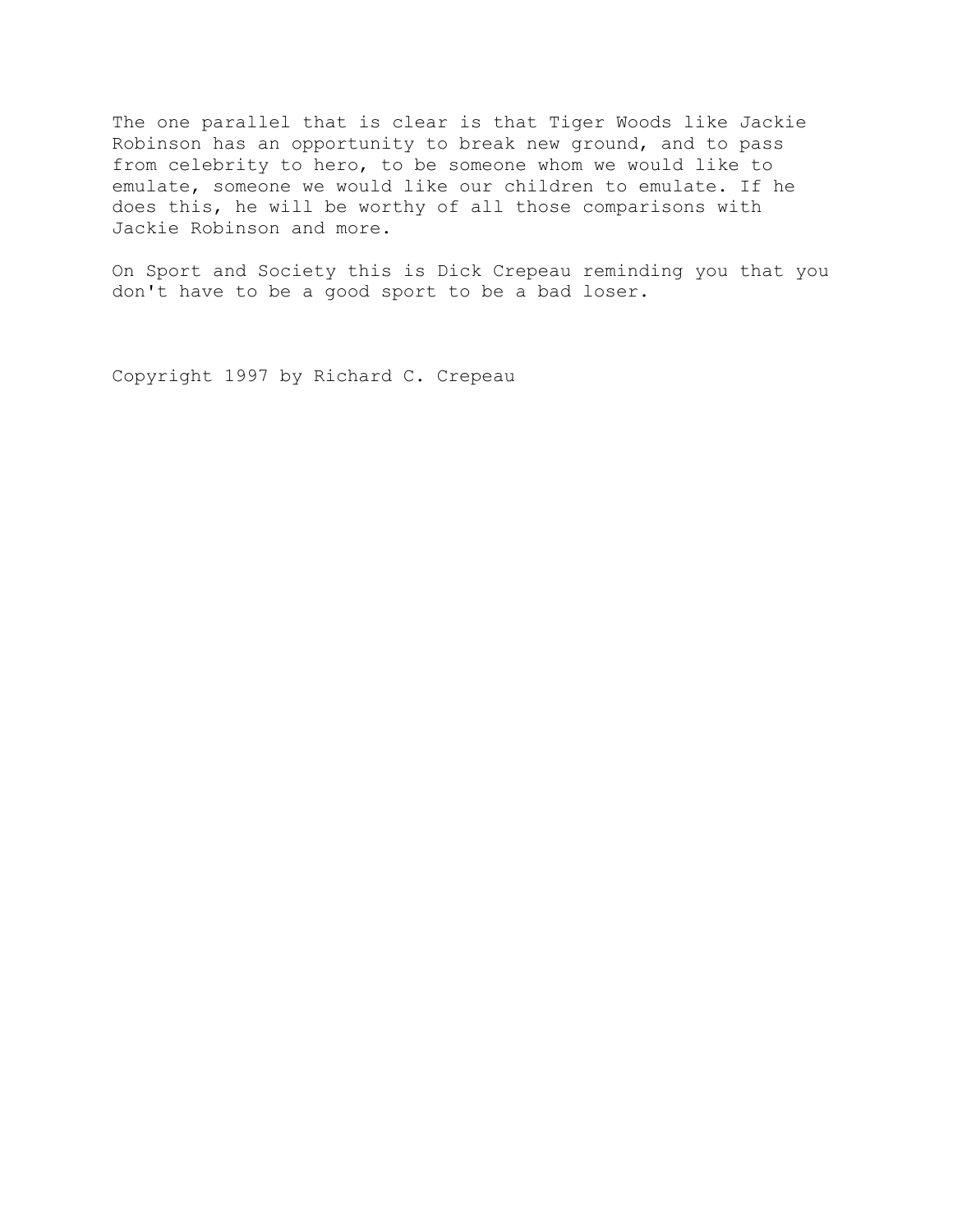The one parallel that is clear is that Tiger Woods like Jackie Robinson has an opportunity to break new ground, and to pass from celebrity to hero, to be someone whom we would like to emulate, someone we would like our children to emulate. If he does this, he will be worthy of all those comparisons with Jackie Robinson and more.

On Sport and Society this is Dick Crepeau reminding you that you don't have to be a good sport to be a bad loser.

Copyright 1997 by Richard C. Crepeau